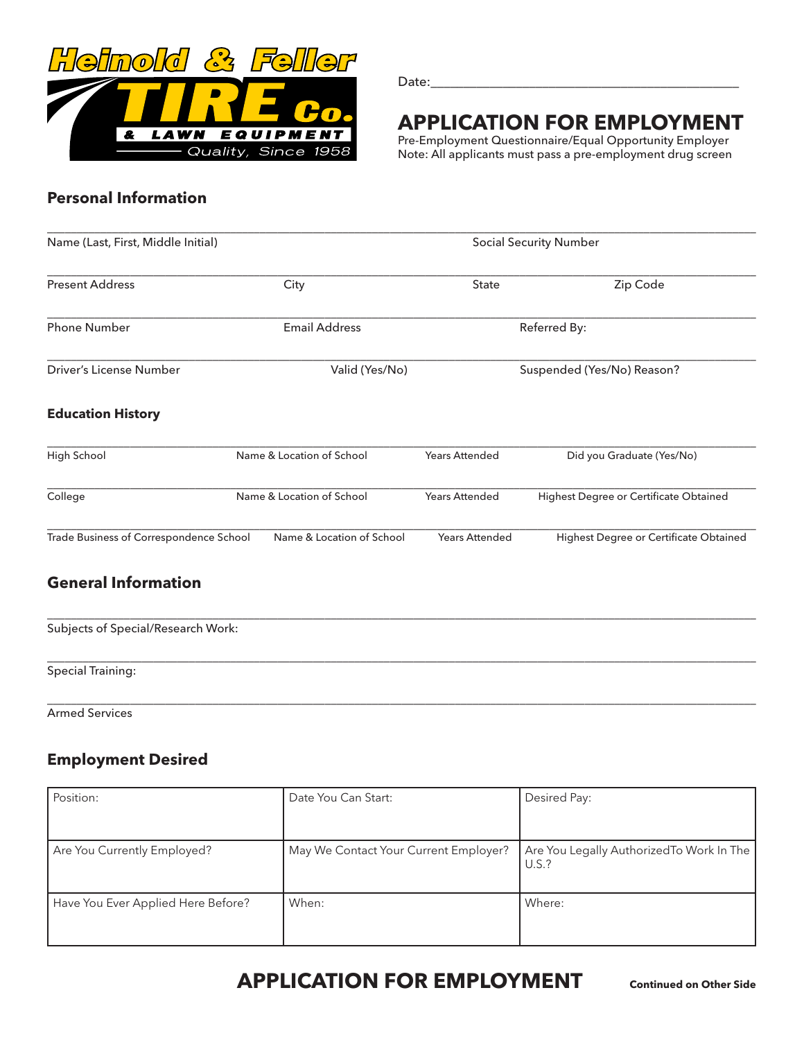**Heinold & Feller TIRE Co. & LAWN EQUIPMENT**
Quality, Since 1958

Date:______________________________

# APPLICATION FOR EMPLOYMENT

Pre-Employment Questionnaire/Equal Opportunity Employer
Note: All applicants must pass a pre-employment drug screen

## Personal Information

| Name (Last, First, Middle Initial) | | Social Security Number | |
|---|---|---|---|
| Present Address | City | State | Zip Code |
| Phone Number | Email Address | Referred By: | |
| Driver's License Number | Valid (Yes/No) | Suspended (Yes/No) Reason? | |

## Education History

| | Name & Location of School | Years Attended | |
|---|---|---|---|
| High School | Name & Location of School | Years Attended | Did you Graduate (Yes/No) |
| College | Name & Location of School | Years Attended | Highest Degree or Certificate Obtained |
| Trade Business of Correspondence School | Name & Location of School | Years Attended | Highest Degree or Certificate Obtained |

## General Information

Subjects of Special/Research Work:

Special Training:

Armed Services

## Employment Desired

| Position: | Date You Can Start: | Desired Pay: |
|---|---|---|
| Are You Currently Employed? | May We Contact Your Current Employer? | Are You Legally AuthorizedTo Work In The U.S.? |
| Have You Ever Applied Here Before? | When: | Where: |

**APPLICATION FOR EMPLOYMENT** **Continued on Other Side**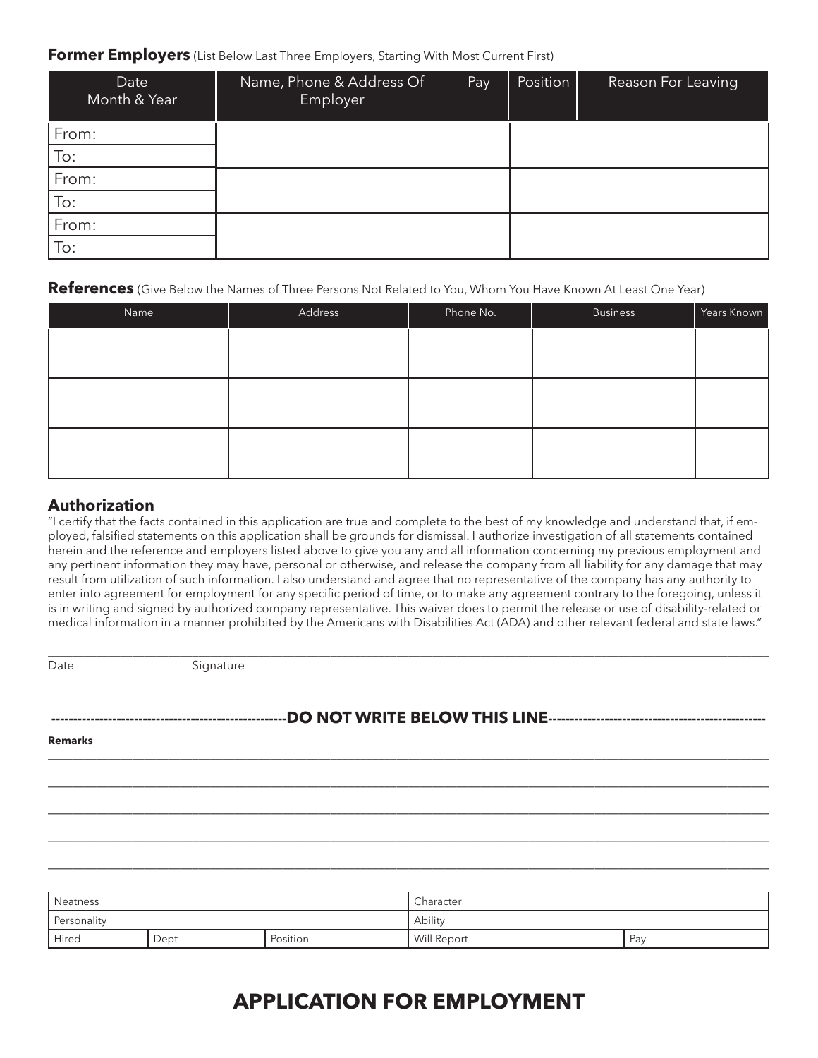**Former Employers** (List Below Last Three Employers, Starting With Most Current First)

| Date Month & Year | Name, Phone & Address Of Employer | Pay | Position | Reason For Leaving |
|---|---|---|---|---|
| From: | | | | |
| To: | | | | |
| From: | | | | |
| To: | | | | |
| From: | | | | |
| To: | | | | |

**References** (Give Below the Names of Three Persons Not Related to You, Whom You Have Known At Least One Year)

| Name | Address | Phone No. | Business | Years Known |
|---|---|---|---|---|
| | | | | |
| | | | | |
| | | | | |

## Authorization

"I certify that the facts contained in this application are true and complete to the best of my knowledge and understand that, if employed, falsified statements on this application shall be grounds for dismissal. I authorize investigation of all statements contained herein and the reference and employers listed above to give you any and all information concerning my previous employment and any pertinent information they may have, personal or otherwise, and release the company from all liability for any damage that may result from utilization of such information. I also understand and agree that no representative of the company has any authority to enter into agreement for employment for any specific period of time, or to make any agreement contrary to the foregoing, unless it is in writing and signed by authorized company representative. This waiver does to permit the release or use of disability-related or medical information in a manner prohibited by the Americans with Disabilities Act (ADA) and other relevant federal and state laws."

______________________________________________

Date          Signature

**-----------------------------------------------------DO NOT WRITE BELOW THIS LINE-------------------------------------------------**

**Remarks**

______________________________________________

______________________________________________

______________________________________________

______________________________________________

______________________________________________

| | | | | |
|---|---|---|---|---|
| Neatness | | | Character | |
| Personality | | | Ability | |
| Hired | Dept | Position | Will Report | Pay |

# APPLICATION FOR EMPLOYMENT